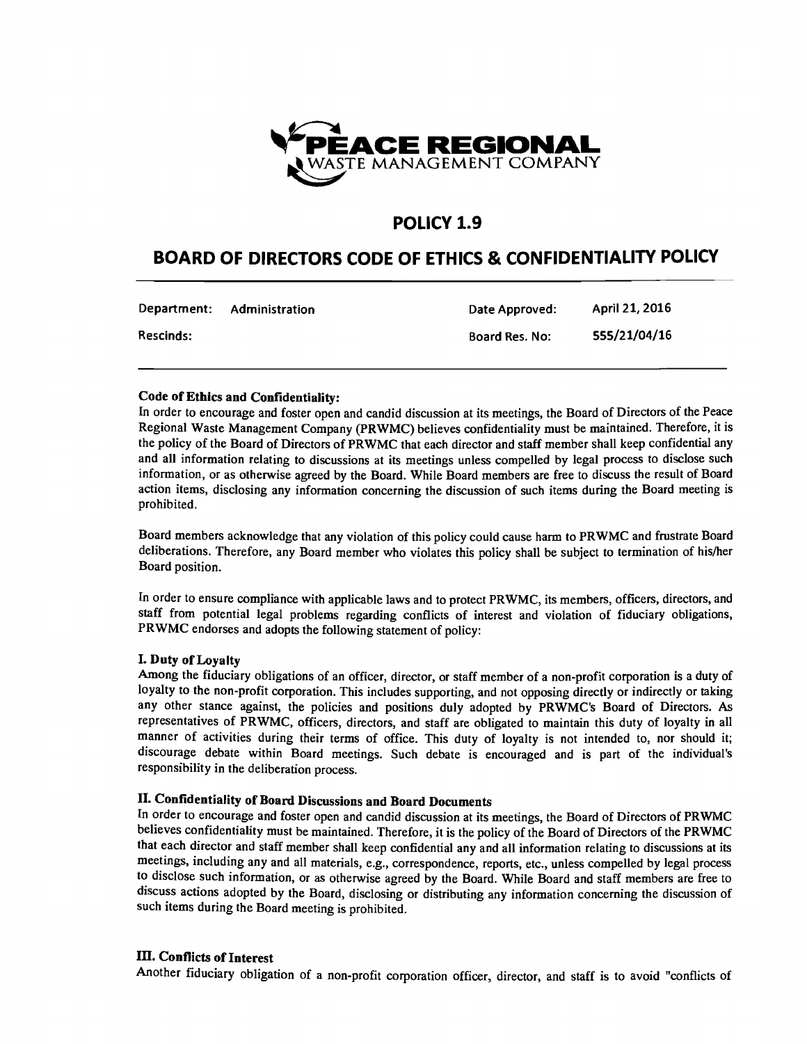**PEACE REGIONAL**
WASTE MANAGEMENT COMPANY

# POLICY 1.9

## BOARD OF DIRECTORS CODE OF ETHICS & CONFIDENTIALITY POLICY

| Department: | Administration | Date Approved: | April 21, 2016 |
|---|---|---|---|
| Rescinds: | | Board Res. No: | 555/21/04/16 |

**Code of Ethics and Confidentiality:**

In order to encourage and foster open and candid discussion at its meetings, the Board of Directors of the Peace Regional Waste Management Company (PRWMC) believes confidentiality must be maintained. Therefore, it is the policy of the Board of Directors of PRWMC that each director and staff member shall keep confidential any and all information relating to discussions at its meetings unless compelled by legal process to disclose such information, or as otherwise agreed by the Board. While Board members are free to discuss the result of Board action items, disclosing any information concerning the discussion of such items during the Board meeting is prohibited.

Board members acknowledge that any violation of this policy could cause harm to PRWMC and frustrate Board deliberations. Therefore, any Board member who violates this policy shall be subject to termination of his/her Board position.

In order to ensure compliance with applicable laws and to protect PRWMC, its members, officers, directors, and staff from potential legal problems regarding conflicts of interest and violation of fiduciary obligations, PRWMC endorses and adopts the following statement of policy:

**I. Duty of Loyalty**

Among the fiduciary obligations of an officer, director, or staff member of a non-profit corporation is a duty of loyalty to the non-profit corporation. This includes supporting, and not opposing directly or indirectly or taking any other stance against, the policies and positions duly adopted by PRWMC's Board of Directors. As representatives of PRWMC, officers, directors, and staff are obligated to maintain this duty of loyalty in all manner of activities during their terms of office. This duty of loyalty is not intended to, nor should it; discourage debate within Board meetings. Such debate is encouraged and is part of the individual's responsibility in the deliberation process.

**II. Confidentiality of Board Discussions and Board Documents**

In order to encourage and foster open and candid discussion at its meetings, the Board of Directors of PRWMC believes confidentiality must be maintained. Therefore, it is the policy of the Board of Directors of the PRWMC that each director and staff member shall keep confidential any and all information relating to discussions at its meetings, including any and all materials, e.g., correspondence, reports, etc., unless compelled by legal process to disclose such information, or as otherwise agreed by the Board. While Board and staff members are free to discuss actions adopted by the Board, disclosing or distributing any information concerning the discussion of such items during the Board meeting is prohibited.

**III. Conflicts of Interest**

Another fiduciary obligation of a non-profit corporation officer, director, and staff is to avoid "conflicts of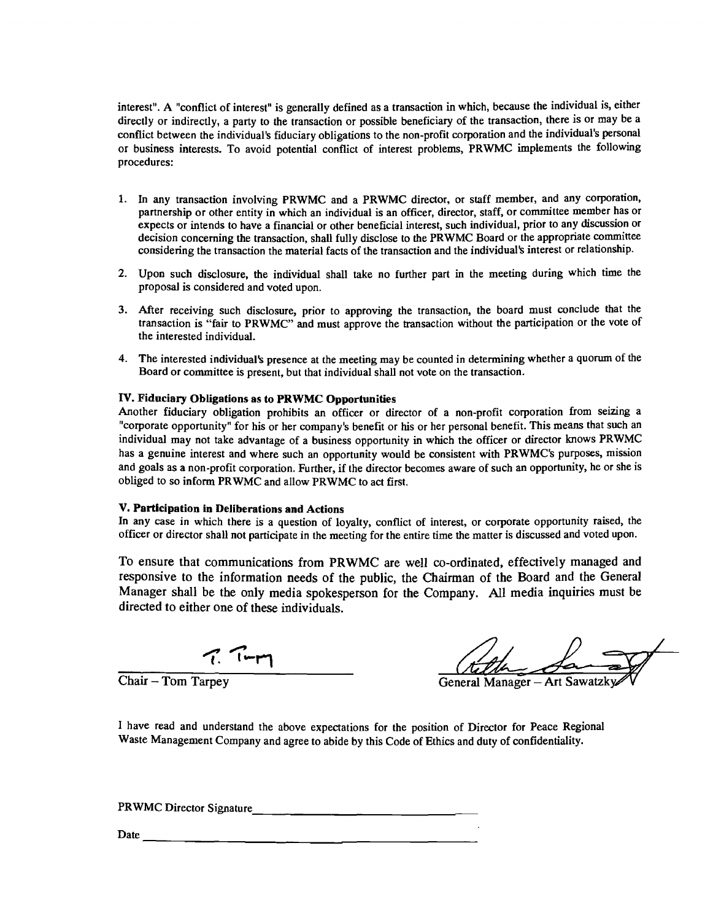interest". A "conflict of interest" is generally defined as a transaction in which, because the individual is, either directly or indirectly, a party to the transaction or possible beneficiary of the transaction, there is or may be a conflict between the individual's fiduciary obligations to the non-profit corporation and the individual's personal or business interests. To avoid potential conflict of interest problems, PRWMC implements the following procedures:

1. In any transaction involving PRWMC and a PRWMC director, or staff member, and any corporation, partnership or other entity in which an individual is an officer, director, staff, or committee member has or expects or intends to have a financial or other beneficial interest, such individual, prior to any discussion or decision concerning the transaction, shall fully disclose to the PRWMC Board or the appropriate committee considering the transaction the material facts of the transaction and the individual's interest or relationship.

2. Upon such disclosure, the individual shall take no further part in the meeting during which time the proposal is considered and voted upon.

3. After receiving such disclosure, prior to approving the transaction, the board must conclude that the transaction is "fair to PRWMC" and must approve the transaction without the participation or the vote of the interested individual.

4. The interested individual's presence at the meeting may be counted in determining whether a quorum of the Board or committee is present, but that individual shall not vote on the transaction.

**IV. Fiduciary Obligations as to PRWMC Opportunities**

Another fiduciary obligation prohibits an officer or director of a non-profit corporation from seizing a "corporate opportunity" for his or her company's benefit or his or her personal benefit. This means that such an individual may not take advantage of a business opportunity in which the officer or director knows PRWMC has a genuine interest and where such an opportunity would be consistent with PRWMC's purposes, mission and goals as a non-profit corporation. Further, if the director becomes aware of such an opportunity, he or she is obliged to so inform PRWMC and allow PRWMC to act first.

**V. Participation in Deliberations and Actions**

In any case in which there is a question of loyalty, conflict of interest, or corporate opportunity raised, the officer or director shall not participate in the meeting for the entire time the matter is discussed and voted upon.

To ensure that communications from PRWMC are well co-ordinated, effectively managed and responsive to the information needs of the public, the Chairman of the Board and the General Manager shall be the only media spokesperson for the Company. All media inquiries must be directed to either one of these individuals.

Chair – Tom Tarpey

General Manager – Art Sawatzky

I have read and understand the above expectations for the position of Director for Peace Regional Waste Management Company and agree to abide by this Code of Ethics and duty of confidentiality.

PRWMC Director Signature\_\_\_\_\_\_\_\_\_\_\_\_\_\_\_\_\_\_\_\_\_\_\_\_\_\_\_\_

Date \_\_\_\_\_\_\_\_\_\_\_\_\_\_\_\_\_\_\_\_\_\_\_\_\_\_\_\_\_\_\_\_\_\_\_\_\_\_\_\_